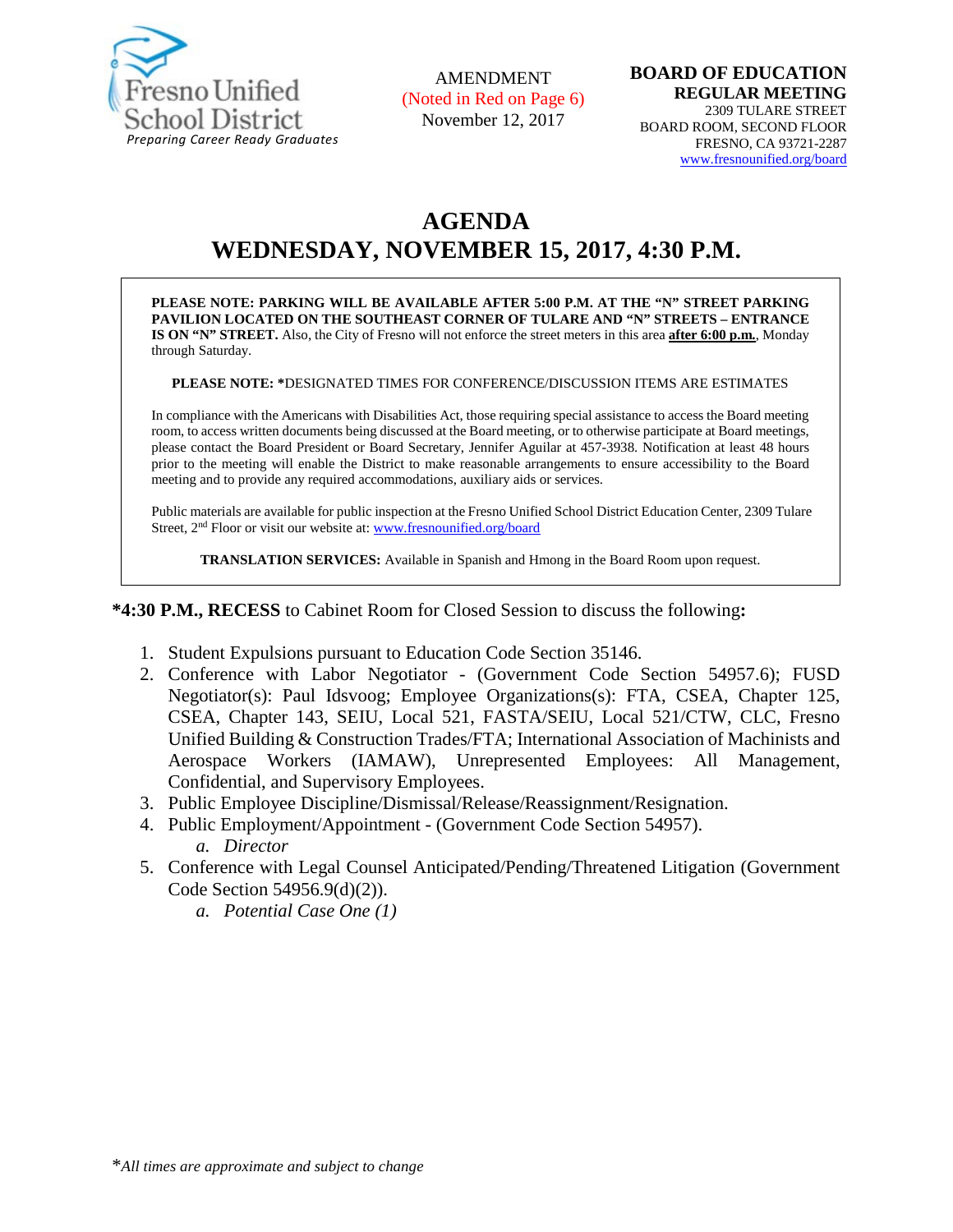Fresno Unified School District
*Preparing Career Ready Graduates*

AMENDMENT
(Noted in Red on Page 6)
November 12, 2017

**BOARD OF EDUCATION**
**REGULAR MEETING**
2309 TULARE STREET
BOARD ROOM, SECOND FLOOR
FRESNO, CA 93721-2287
www.fresnounified.org/board

# AGENDA
# WEDNESDAY, NOVEMBER 15, 2017, 4:30 P.M.

**PLEASE NOTE: PARKING WILL BE AVAILABLE AFTER 5:00 P.M. AT THE "N" STREET PARKING PAVILION LOCATED ON THE SOUTHEAST CORNER OF TULARE AND "N" STREETS – ENTRANCE IS ON "N" STREET.** Also, the City of Fresno will not enforce the street meters in this area **after 6:00 p.m.**, Monday through Saturday.

**PLEASE NOTE: \***DESIGNATED TIMES FOR CONFERENCE/DISCUSSION ITEMS ARE ESTIMATES

In compliance with the Americans with Disabilities Act, those requiring special assistance to access the Board meeting room, to access written documents being discussed at the Board meeting, or to otherwise participate at Board meetings, please contact the Board President or Board Secretary, Jennifer Aguilar at 457-3938. Notification at least 48 hours prior to the meeting will enable the District to make reasonable arrangements to ensure accessibility to the Board meeting and to provide any required accommodations, auxiliary aids or services.

Public materials are available for public inspection at the Fresno Unified School District Education Center, 2309 Tulare Street, 2nd Floor or visit our website at: www.fresnounified.org/board

**TRANSLATION SERVICES:** Available in Spanish and Hmong in the Board Room upon request.

**\*4:30 P.M., RECESS** to Cabinet Room for Closed Session to discuss the following**:**

1. Student Expulsions pursuant to Education Code Section 35146.
2. Conference with Labor Negotiator - (Government Code Section 54957.6); FUSD Negotiator(s): Paul Idsvoog; Employee Organizations(s): FTA, CSEA, Chapter 125, CSEA, Chapter 143, SEIU, Local 521, FASTA/SEIU, Local 521/CTW, CLC, Fresno Unified Building & Construction Trades/FTA; International Association of Machinists and Aerospace Workers (IAMAW), Unrepresented Employees: All Management, Confidential, and Supervisory Employees.
3. Public Employee Discipline/Dismissal/Release/Reassignment/Resignation.
4. Public Employment/Appointment - (Government Code Section 54957).
   a. *Director*
5. Conference with Legal Counsel Anticipated/Pending/Threatened Litigation (Government Code Section 54956.9(d)(2)).
   a. *Potential Case One (1)*

\**All times are approximate and subject to change*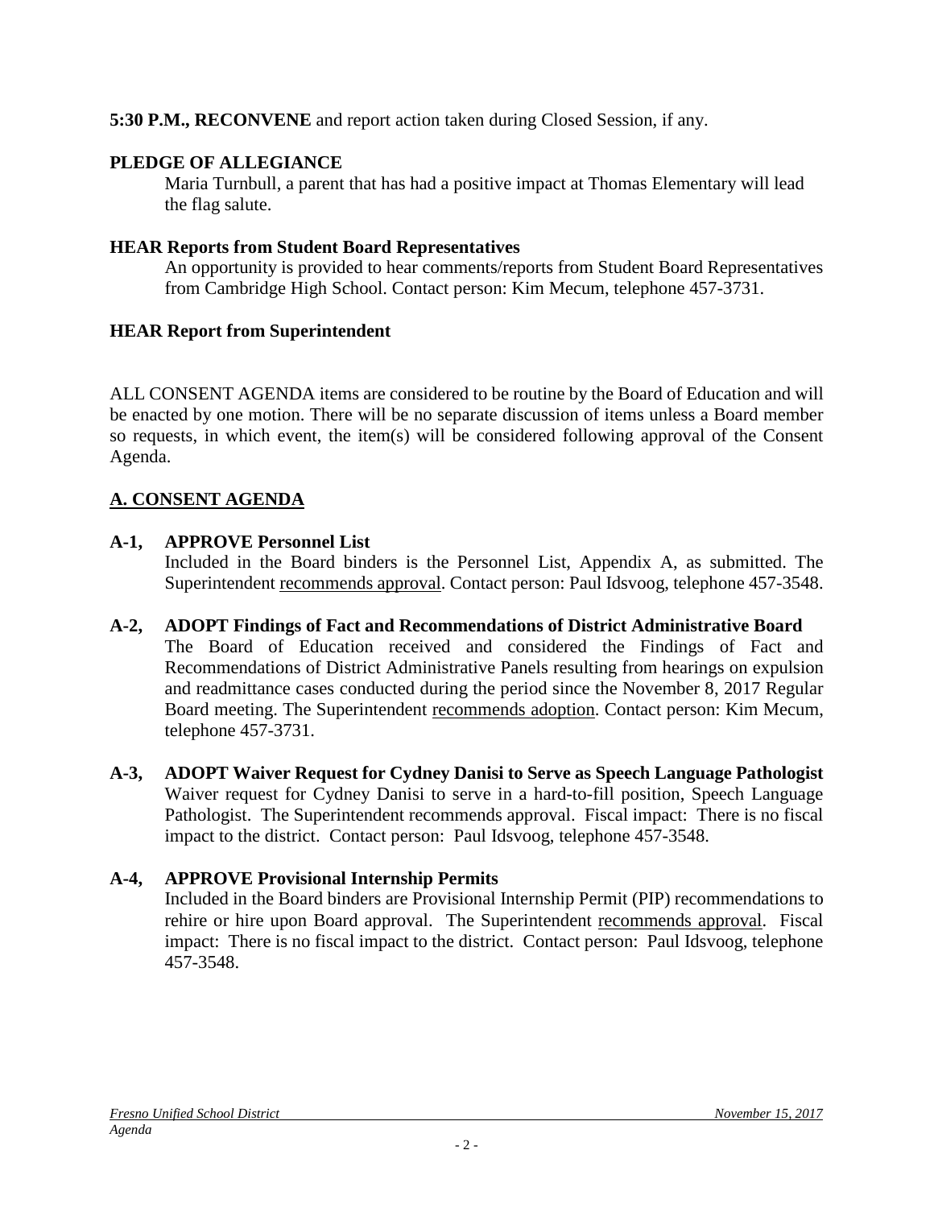**5:30 P.M., RECONVENE** and report action taken during Closed Session, if any.

**PLEDGE OF ALLEGIANCE**

Maria Turnbull, a parent that has had a positive impact at Thomas Elementary will lead the flag salute.

**HEAR Reports from Student Board Representatives**

An opportunity is provided to hear comments/reports from Student Board Representatives from Cambridge High School. Contact person: Kim Mecum, telephone 457-3731.

**HEAR Report from Superintendent**

ALL CONSENT AGENDA items are considered to be routine by the Board of Education and will be enacted by one motion. There will be no separate discussion of items unless a Board member so requests, in which event, the item(s) will be considered following approval of the Consent Agenda.

## A. CONSENT AGENDA

**A-1, APPROVE Personnel List**

Included in the Board binders is the Personnel List, Appendix A, as submitted. The Superintendent recommends approval. Contact person: Paul Idsvoog, telephone 457-3548.

**A-2, ADOPT Findings of Fact and Recommendations of District Administrative Board**

The Board of Education received and considered the Findings of Fact and Recommendations of District Administrative Panels resulting from hearings on expulsion and readmittance cases conducted during the period since the November 8, 2017 Regular Board meeting. The Superintendent recommends adoption. Contact person: Kim Mecum, telephone 457-3731.

**A-3, ADOPT Waiver Request for Cydney Danisi to Serve as Speech Language Pathologist**

Waiver request for Cydney Danisi to serve in a hard-to-fill position, Speech Language Pathologist. The Superintendent recommends approval. Fiscal impact: There is no fiscal impact to the district. Contact person: Paul Idsvoog, telephone 457-3548.

**A-4, APPROVE Provisional Internship Permits**

Included in the Board binders are Provisional Internship Permit (PIP) recommendations to rehire or hire upon Board approval. The Superintendent recommends approval. Fiscal impact: There is no fiscal impact to the district. Contact person: Paul Idsvoog, telephone 457-3548.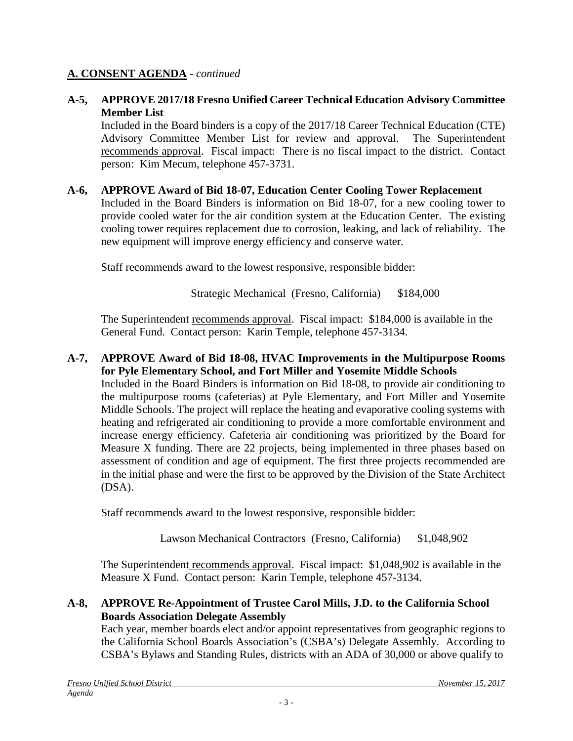## A. CONSENT AGENDA - *continued*

**A-5, APPROVE 2017/18 Fresno Unified Career Technical Education Advisory Committee Member List**

Included in the Board binders is a copy of the 2017/18 Career Technical Education (CTE) Advisory Committee Member List for review and approval. The Superintendent recommends approval. Fiscal impact: There is no fiscal impact to the district. Contact person: Kim Mecum, telephone 457-3731.

**A-6, APPROVE Award of Bid 18-07, Education Center Cooling Tower Replacement**

Included in the Board Binders is information on Bid 18-07, for a new cooling tower to provide cooled water for the air condition system at the Education Center. The existing cooling tower requires replacement due to corrosion, leaking, and lack of reliability. The new equipment will improve energy efficiency and conserve water.

Staff recommends award to the lowest responsive, responsible bidder:

Strategic Mechanical (Fresno, California) $184,000

The Superintendent recommends approval. Fiscal impact: $184,000 is available in the General Fund. Contact person: Karin Temple, telephone 457-3134.

**A-7, APPROVE Award of Bid 18-08, HVAC Improvements in the Multipurpose Rooms for Pyle Elementary School, and Fort Miller and Yosemite Middle Schools**

Included in the Board Binders is information on Bid 18-08, to provide air conditioning to the multipurpose rooms (cafeterias) at Pyle Elementary, and Fort Miller and Yosemite Middle Schools. The project will replace the heating and evaporative cooling systems with heating and refrigerated air conditioning to provide a more comfortable environment and increase energy efficiency. Cafeteria air conditioning was prioritized by the Board for Measure X funding. There are 22 projects, being implemented in three phases based on assessment of condition and age of equipment. The first three projects recommended are in the initial phase and were the first to be approved by the Division of the State Architect (DSA).

Staff recommends award to the lowest responsive, responsible bidder:

Lawson Mechanical Contractors (Fresno, California) $1,048,902

The Superintendent recommends approval. Fiscal impact: $1,048,902 is available in the Measure X Fund. Contact person: Karin Temple, telephone 457-3134.

**A-8, APPROVE Re-Appointment of Trustee Carol Mills, J.D. to the California School Boards Association Delegate Assembly**

Each year, member boards elect and/or appoint representatives from geographic regions to the California School Boards Association's (CSBA's) Delegate Assembly. According to CSBA's Bylaws and Standing Rules, districts with an ADA of 30,000 or above qualify to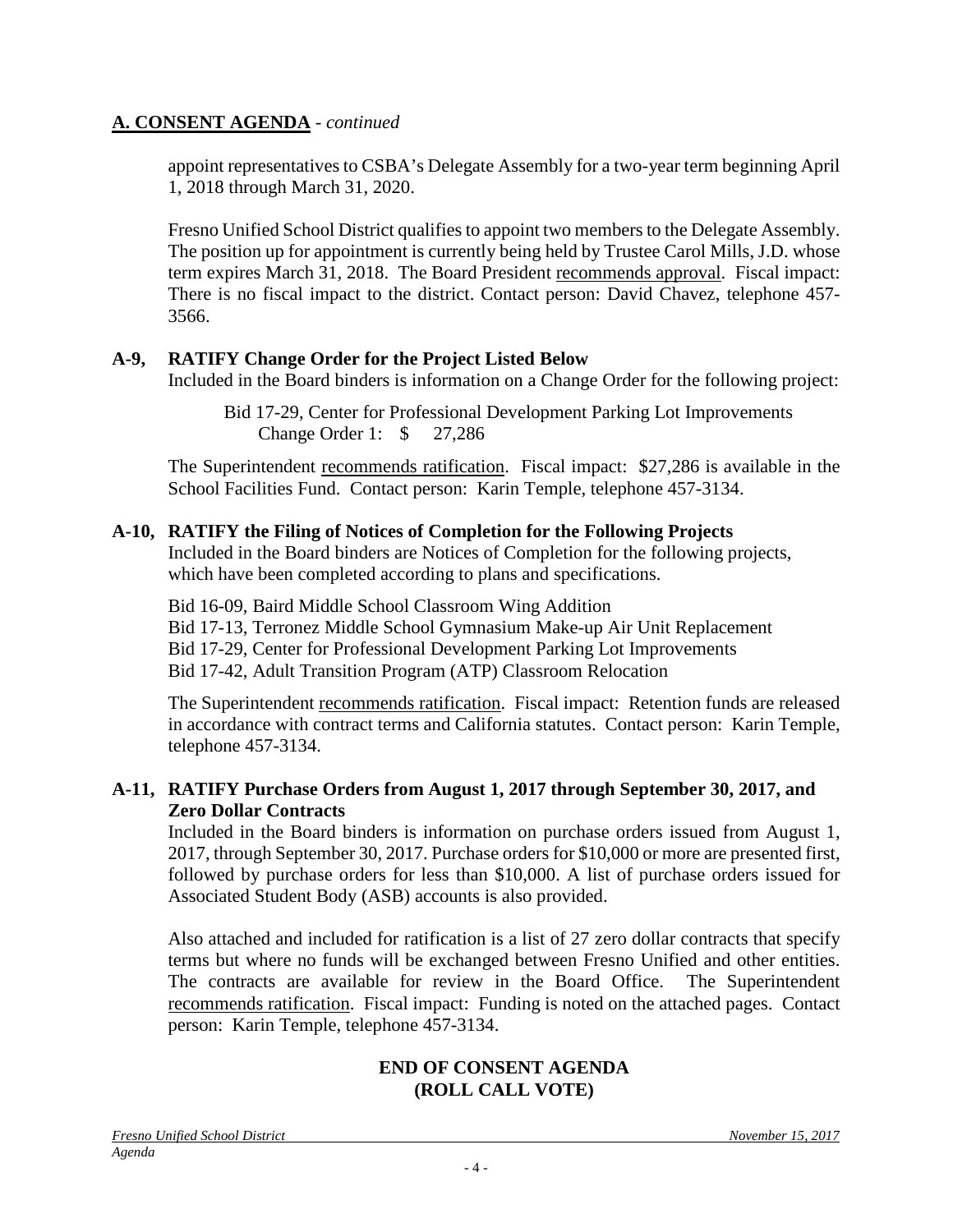## A. CONSENT AGENDA - *continued*

appoint representatives to CSBA's Delegate Assembly for a two-year term beginning April 1, 2018 through March 31, 2020.

Fresno Unified School District qualifies to appoint two members to the Delegate Assembly. The position up for appointment is currently being held by Trustee Carol Mills, J.D. whose term expires March 31, 2018. The Board President recommends approval. Fiscal impact: There is no fiscal impact to the district. Contact person: David Chavez, telephone 457-3566.

### A-9, RATIFY Change Order for the Project Listed Below

Included in the Board binders is information on a Change Order for the following project:

Bid 17-29, Center for Professional Development Parking Lot Improvements
Change Order 1: $ 27,286

The Superintendent recommends ratification. Fiscal impact: $27,286 is available in the School Facilities Fund. Contact person: Karin Temple, telephone 457-3134.

### A-10, RATIFY the Filing of Notices of Completion for the Following Projects

Included in the Board binders are Notices of Completion for the following projects, which have been completed according to plans and specifications.

Bid 16-09, Baird Middle School Classroom Wing Addition
Bid 17-13, Terronez Middle School Gymnasium Make-up Air Unit Replacement
Bid 17-29, Center for Professional Development Parking Lot Improvements
Bid 17-42, Adult Transition Program (ATP) Classroom Relocation

The Superintendent recommends ratification. Fiscal impact: Retention funds are released in accordance with contract terms and California statutes. Contact person: Karin Temple, telephone 457-3134.

### A-11, RATIFY Purchase Orders from August 1, 2017 through September 30, 2017, and Zero Dollar Contracts

Included in the Board binders is information on purchase orders issued from August 1, 2017, through September 30, 2017. Purchase orders for $10,000 or more are presented first, followed by purchase orders for less than $10,000. A list of purchase orders issued for Associated Student Body (ASB) accounts is also provided.

Also attached and included for ratification is a list of 27 zero dollar contracts that specify terms but where no funds will be exchanged between Fresno Unified and other entities. The contracts are available for review in the Board Office. The Superintendent recommends ratification. Fiscal impact: Funding is noted on the attached pages. Contact person: Karin Temple, telephone 457-3134.

**END OF CONSENT AGENDA**
**(ROLL CALL VOTE)**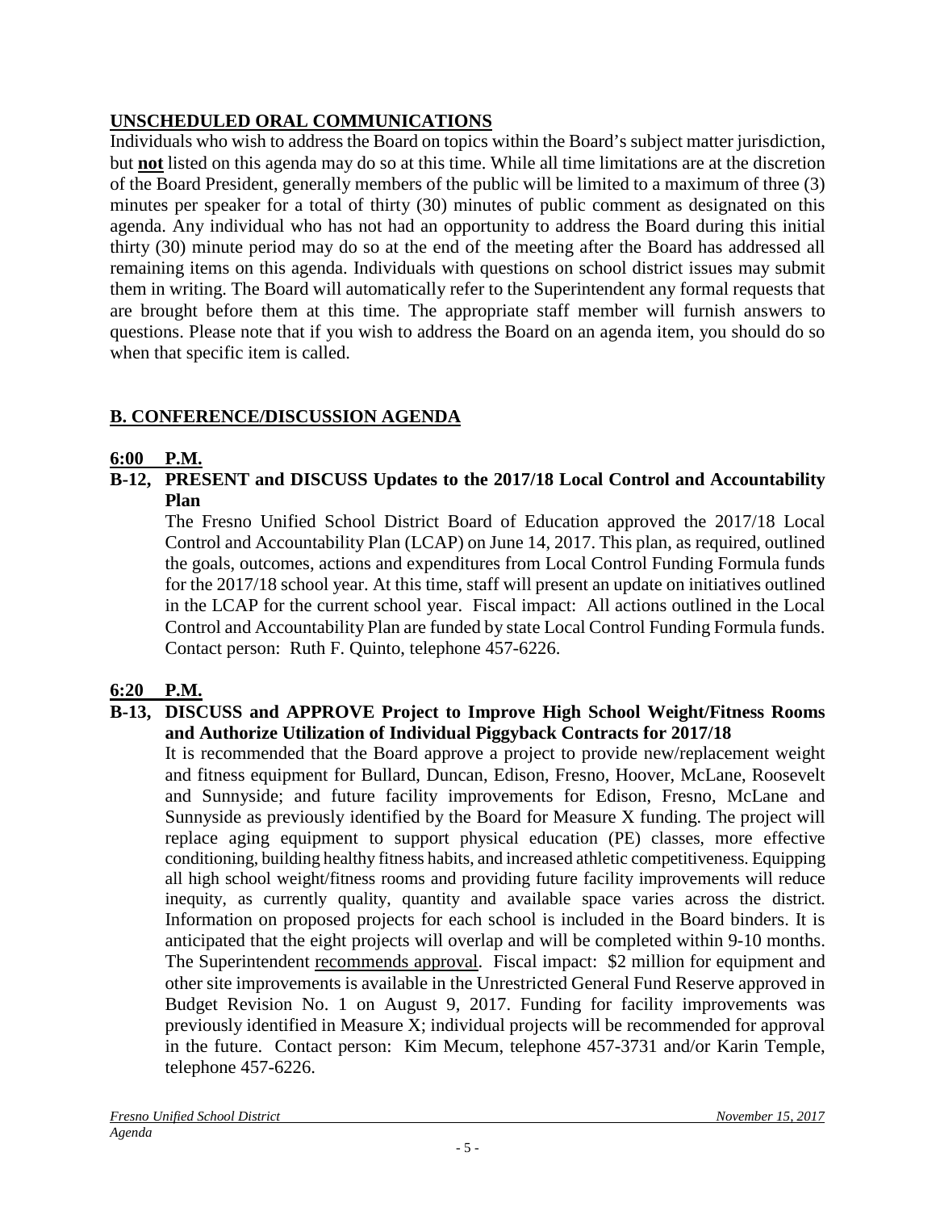## UNSCHEDULED ORAL COMMUNICATIONS

Individuals who wish to address the Board on topics within the Board's subject matter jurisdiction, but **not** listed on this agenda may do so at this time. While all time limitations are at the discretion of the Board President, generally members of the public will be limited to a maximum of three (3) minutes per speaker for a total of thirty (30) minutes of public comment as designated on this agenda. Any individual who has not had an opportunity to address the Board during this initial thirty (30) minute period may do so at the end of the meeting after the Board has addressed all remaining items on this agenda. Individuals with questions on school district issues may submit them in writing. The Board will automatically refer to the Superintendent any formal requests that are brought before them at this time. The appropriate staff member will furnish answers to questions. Please note that if you wish to address the Board on an agenda item, you should do so when that specific item is called.

## B. CONFERENCE/DISCUSSION AGENDA

### 6:00 P.M.

**B-12, PRESENT and DISCUSS Updates to the 2017/18 Local Control and Accountability Plan**

The Fresno Unified School District Board of Education approved the 2017/18 Local Control and Accountability Plan (LCAP) on June 14, 2017. This plan, as required, outlined the goals, outcomes, actions and expenditures from Local Control Funding Formula funds for the 2017/18 school year. At this time, staff will present an update on initiatives outlined in the LCAP for the current school year. Fiscal impact: All actions outlined in the Local Control and Accountability Plan are funded by state Local Control Funding Formula funds. Contact person: Ruth F. Quinto, telephone 457-6226.

### 6:20 P.M.

**B-13, DISCUSS and APPROVE Project to Improve High School Weight/Fitness Rooms and Authorize Utilization of Individual Piggyback Contracts for 2017/18**

It is recommended that the Board approve a project to provide new/replacement weight and fitness equipment for Bullard, Duncan, Edison, Fresno, Hoover, McLane, Roosevelt and Sunnyside; and future facility improvements for Edison, Fresno, McLane and Sunnyside as previously identified by the Board for Measure X funding. The project will replace aging equipment to support physical education (PE) classes, more effective conditioning, building healthy fitness habits, and increased athletic competitiveness. Equipping all high school weight/fitness rooms and providing future facility improvements will reduce inequity, as currently quality, quantity and available space varies across the district. Information on proposed projects for each school is included in the Board binders. It is anticipated that the eight projects will overlap and will be completed within 9-10 months. The Superintendent recommends approval. Fiscal impact: \$2 million for equipment and other site improvements is available in the Unrestricted General Fund Reserve approved in Budget Revision No. 1 on August 9, 2017. Funding for facility improvements was previously identified in Measure X; individual projects will be recommended for approval in the future. Contact person: Kim Mecum, telephone 457-3731 and/or Karin Temple, telephone 457-6226.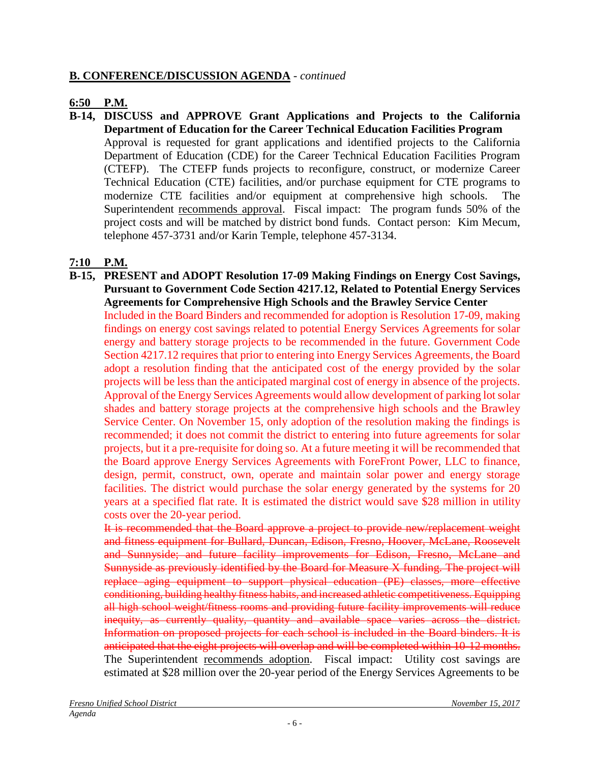## B. CONFERENCE/DISCUSSION AGENDA - *continued*

**6:50 P.M.**

**B-14, DISCUSS and APPROVE Grant Applications and Projects to the California Department of Education for the Career Technical Education Facilities Program**

Approval is requested for grant applications and identified projects to the California Department of Education (CDE) for the Career Technical Education Facilities Program (CTEFP). The CTEFP funds projects to reconfigure, construct, or modernize Career Technical Education (CTE) facilities, and/or purchase equipment for CTE programs to modernize CTE facilities and/or equipment at comprehensive high schools. The Superintendent recommends approval. Fiscal impact: The program funds 50% of the project costs and will be matched by district bond funds. Contact person: Kim Mecum, telephone 457-3731 and/or Karin Temple, telephone 457-3134.

**7:10 P.M.**

**B-15, PRESENT and ADOPT Resolution 17-09 Making Findings on Energy Cost Savings, Pursuant to Government Code Section 4217.12, Related to Potential Energy Services Agreements for Comprehensive High Schools and the Brawley Service Center**

Included in the Board Binders and recommended for adoption is Resolution 17-09, making findings on energy cost savings related to potential Energy Services Agreements for solar energy and battery storage projects to be recommended in the future. Government Code Section 4217.12 requires that prior to entering into Energy Services Agreements, the Board adopt a resolution finding that the anticipated cost of the energy provided by the solar projects will be less than the anticipated marginal cost of energy in absence of the projects. Approval of the Energy Services Agreements would allow development of parking lot solar shades and battery storage projects at the comprehensive high schools and the Brawley Service Center. On November 15, only adoption of the resolution making the findings is recommended; it does not commit the district to entering into future agreements for solar projects, but it a pre-requisite for doing so. At a future meeting it will be recommended that the Board approve Energy Services Agreements with ForeFront Power, LLC to finance, design, permit, construct, own, operate and maintain solar power and energy storage facilities. The district would purchase the solar energy generated by the systems for 20 years at a specified flat rate. It is estimated the district would save $28 million in utility costs over the 20-year period.

~~It is recommended that the Board approve a project to provide new/replacement weight and fitness equipment for Bullard, Duncan, Edison, Fresno, Hoover, McLane, Roosevelt and Sunnyside; and future facility improvements for Edison, Fresno, McLane and Sunnyside as previously identified by the Board for Measure X funding. The project will replace aging equipment to support physical education (PE) classes, more effective conditioning, building healthy fitness habits, and increased athletic competitiveness. Equipping all high school weight/fitness rooms and providing future facility improvements will reduce inequity, as currently quality, quantity and available space varies across the district. Information on proposed projects for each school is included in the Board binders. It is anticipated that the eight projects will overlap and will be completed within 10-12 months.~~ The Superintendent recommends adoption. Fiscal impact: Utility cost savings are estimated at $28 million over the 20-year period of the Energy Services Agreements to be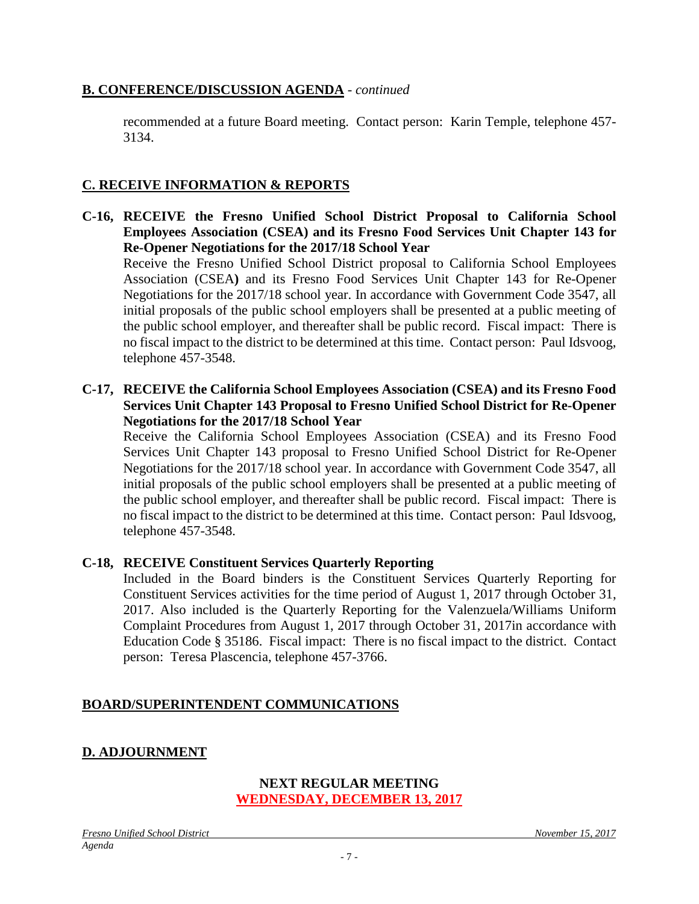## B. CONFERENCE/DISCUSSION AGENDA - *continued*

recommended at a future Board meeting. Contact person: Karin Temple, telephone 457-3134.

## C. RECEIVE INFORMATION & REPORTS

**C-16, RECEIVE the Fresno Unified School District Proposal to California School Employees Association (CSEA) and its Fresno Food Services Unit Chapter 143 for Re-Opener Negotiations for the 2017/18 School Year**

Receive the Fresno Unified School District proposal to California School Employees Association (CSEA**)** and its Fresno Food Services Unit Chapter 143 for Re-Opener Negotiations for the 2017/18 school year. In accordance with Government Code 3547, all initial proposals of the public school employers shall be presented at a public meeting of the public school employer, and thereafter shall be public record. Fiscal impact: There is no fiscal impact to the district to be determined at this time. Contact person: Paul Idsvoog, telephone 457-3548.

**C-17, RECEIVE the California School Employees Association (CSEA) and its Fresno Food Services Unit Chapter 143 Proposal to Fresno Unified School District for Re-Opener Negotiations for the 2017/18 School Year**

Receive the California School Employees Association (CSEA) and its Fresno Food Services Unit Chapter 143 proposal to Fresno Unified School District for Re-Opener Negotiations for the 2017/18 school year. In accordance with Government Code 3547, all initial proposals of the public school employers shall be presented at a public meeting of the public school employer, and thereafter shall be public record. Fiscal impact: There is no fiscal impact to the district to be determined at this time. Contact person: Paul Idsvoog, telephone 457-3548.

**C-18, RECEIVE Constituent Services Quarterly Reporting**

Included in the Board binders is the Constituent Services Quarterly Reporting for Constituent Services activities for the time period of August 1, 2017 through October 31, 2017. Also included is the Quarterly Reporting for the Valenzuela/Williams Uniform Complaint Procedures from August 1, 2017 through October 31, 2017in accordance with Education Code § 35186. Fiscal impact: There is no fiscal impact to the district. Contact person: Teresa Plascencia, telephone 457-3766.

## BOARD/SUPERINTENDENT COMMUNICATIONS

## D. ADJOURNMENT

**NEXT REGULAR MEETING**
**WEDNESDAY, DECEMBER 13, 2017**